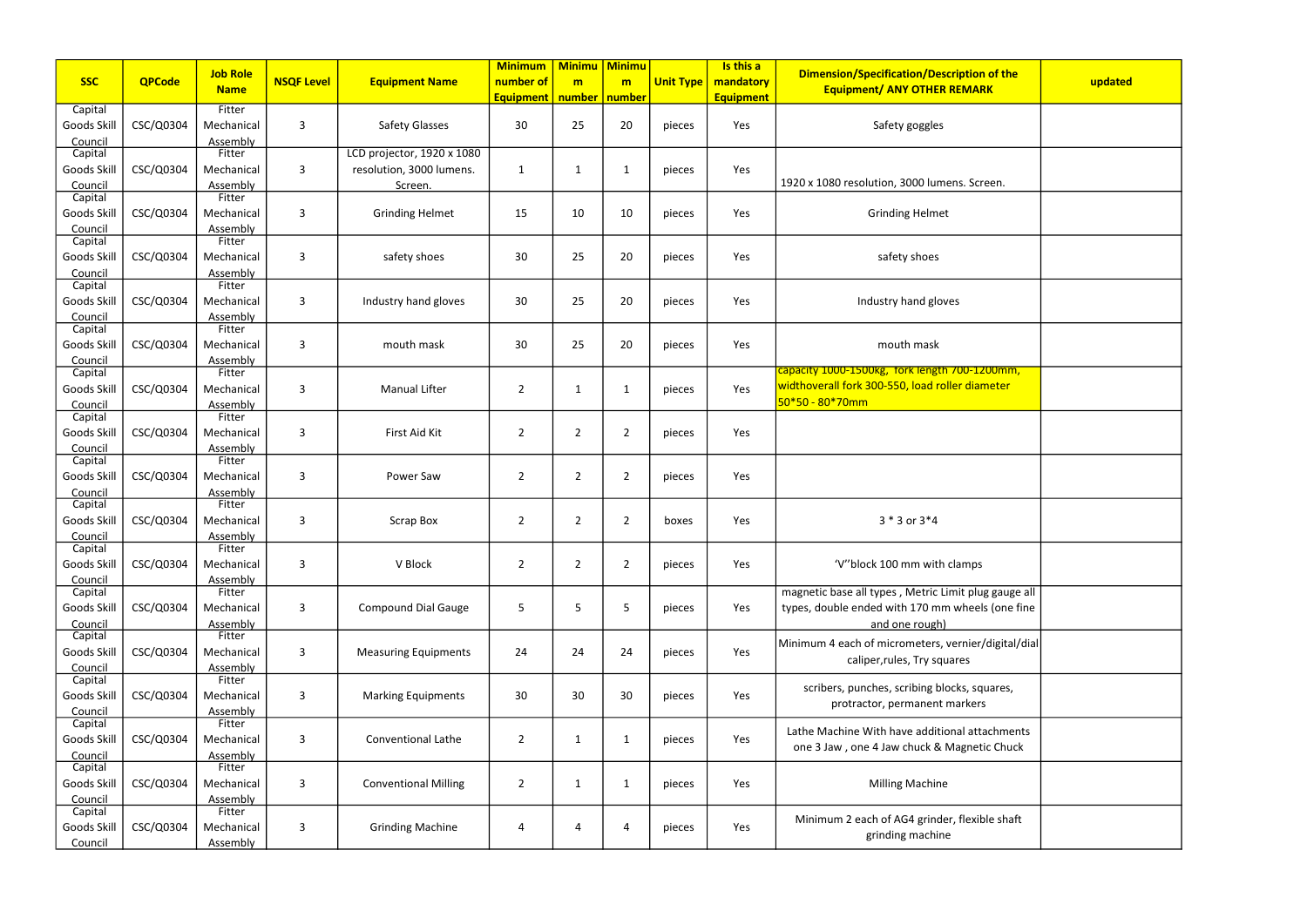| SSC | QPCode | Job Role Name | NSQF Level | Equipment Name | Minimum number of Equipment | Minimum number | Minimum number | Unit Type | Is this a mandatory Equipment | Dimension/Specification/Description of the Equipment/ ANY OTHER REMARK | updated |
|---|---|---|---|---|---|---|---|---|---|---|---|
| Capital Goods Skill Council | CSC/Q0304 | Fitter Mechanical Assembly | 3 | Safety Glasses | 30 | 25 | 20 | pieces | Yes | Safety goggles | |
| Capital Goods Skill Council | CSC/Q0304 | Fitter Mechanical Assembly | 3 | LCD projector, 1920 x 1080 resolution, 3000 lumens. Screen. | 1 | 1 | 1 | pieces | Yes | 1920 x 1080 resolution, 3000 lumens. Screen. | |
| Capital Goods Skill Council | CSC/Q0304 | Fitter Mechanical Assembly | 3 | Grinding Helmet | 15 | 10 | 10 | pieces | Yes | Grinding Helmet | |
| Capital Goods Skill Council | CSC/Q0304 | Fitter Mechanical Assembly | 3 | safety shoes | 30 | 25 | 20 | pieces | Yes | safety shoes | |
| Capital Goods Skill Council | CSC/Q0304 | Fitter Mechanical Assembly | 3 | Industry hand gloves | 30 | 25 | 20 | pieces | Yes | Industry hand gloves | |
| Capital Goods Skill Council | CSC/Q0304 | Fitter Mechanical Assembly | 3 | mouth mask | 30 | 25 | 20 | pieces | Yes | mouth mask | |
| Capital Goods Skill Council | CSC/Q0304 | Fitter Mechanical Assembly | 3 | Manual Lifter | 2 | 1 | 1 | pieces | Yes | capacity 1000-1500kg, fork length 700-1200mm, widthoverall fork 300-550, load roller diameter 50*50 - 80*70mm | |
| Capital Goods Skill Council | CSC/Q0304 | Fitter Mechanical Assembly | 3 | First Aid Kit | 2 | 2 | 2 | pieces | Yes | | |
| Capital Goods Skill Council | CSC/Q0304 | Fitter Mechanical Assembly | 3 | Power Saw | 2 | 2 | 2 | pieces | Yes | | |
| Capital Goods Skill Council | CSC/Q0304 | Fitter Mechanical Assembly | 3 | Scrap Box | 2 | 2 | 2 | boxes | Yes | 3 * 3 or 3*4 | |
| Capital Goods Skill Council | CSC/Q0304 | Fitter Mechanical Assembly | 3 | V Block | 2 | 2 | 2 | pieces | Yes | 'V''block 100 mm with clamps | |
| Capital Goods Skill Council | CSC/Q0304 | Fitter Mechanical Assembly | 3 | Compound Dial Gauge | 5 | 5 | 5 | pieces | Yes | magnetic base all types , Metric Limit plug gauge all types, double ended with 170 mm wheels (one fine and one rough) | |
| Capital Goods Skill Council | CSC/Q0304 | Fitter Mechanical Assembly | 3 | Measuring Equipments | 24 | 24 | 24 | pieces | Yes | Minimum 4 each of micrometers, vernier/digital/dial caliper,rules, Try squares | |
| Capital Goods Skill Council | CSC/Q0304 | Fitter Mechanical Assembly | 3 | Marking Equipments | 30 | 30 | 30 | pieces | Yes | scribers, punches, scribing blocks, squares, protractor, permanent markers | |
| Capital Goods Skill Council | CSC/Q0304 | Fitter Mechanical Assembly | 3 | Conventional Lathe | 2 | 1 | 1 | pieces | Yes | Lathe Machine With have additional attachments one 3 Jaw , one 4 Jaw chuck & Magnetic Chuck | |
| Capital Goods Skill Council | CSC/Q0304 | Fitter Mechanical Assembly | 3 | Conventional Milling | 2 | 1 | 1 | pieces | Yes | Milling Machine | |
| Capital Goods Skill Council | CSC/Q0304 | Fitter Mechanical Assembly | 3 | Grinding Machine | 4 | 4 | 4 | pieces | Yes | Minimum 2 each of AG4 grinder, flexible shaft grinding machine | |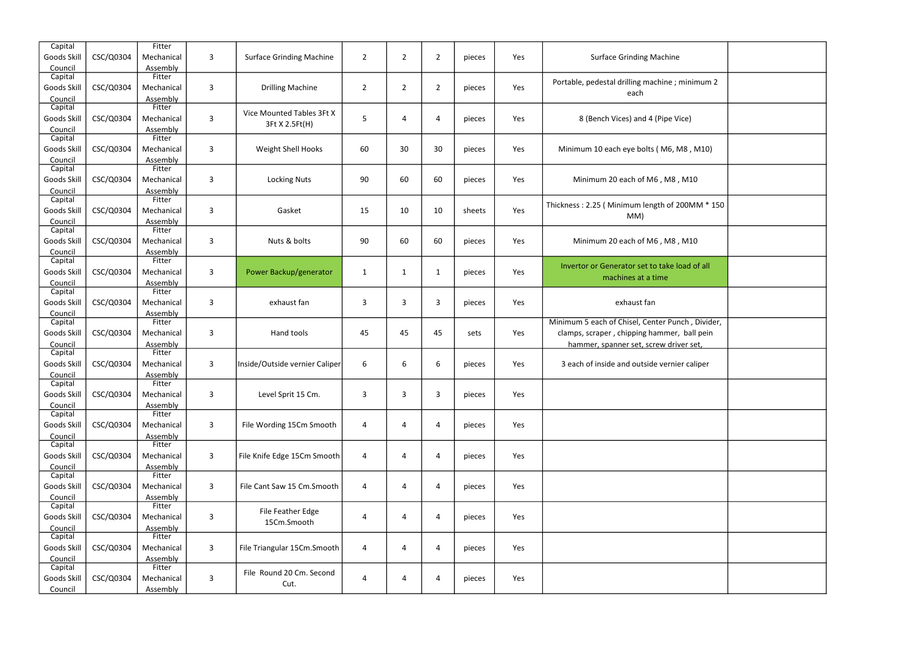| | | | | | | | | | | | |
|---|---|---|---|---|---|---|---|---|---|---|---|
| Capital Goods Skill Council | CSC/Q0304 | Fitter Mechanical Assembly | 3 | Surface Grinding Machine | 2 | 2 | 2 | pieces | Yes | Surface Grinding Machine | |
| Capital Goods Skill Council | CSC/Q0304 | Fitter Mechanical Assembly | 3 | Drilling Machine | 2 | 2 | 2 | pieces | Yes | Portable, pedestal drilling machine ; minimum 2 each | |
| Capital Goods Skill Council | CSC/Q0304 | Fitter Mechanical Assembly | 3 | Vice Mounted Tables 3Ft X 3Ft X 2.5Ft(H) | 5 | 4 | 4 | pieces | Yes | 8 (Bench Vices) and 4 (Pipe Vice) | |
| Capital Goods Skill Council | CSC/Q0304 | Fitter Mechanical Assembly | 3 | Weight Shell Hooks | 60 | 30 | 30 | pieces | Yes | Minimum 10 each eye bolts ( M6, M8 , M10) | |
| Capital Goods Skill Council | CSC/Q0304 | Fitter Mechanical Assembly | 3 | Locking Nuts | 90 | 60 | 60 | pieces | Yes | Minimum 20 each of M6 , M8 , M10 | |
| Capital Goods Skill Council | CSC/Q0304 | Fitter Mechanical Assembly | 3 | Gasket | 15 | 10 | 10 | sheets | Yes | Thickness : 2.25 ( Minimum length of 200MM * 150 MM) | |
| Capital Goods Skill Council | CSC/Q0304 | Fitter Mechanical Assembly | 3 | Nuts & bolts | 90 | 60 | 60 | pieces | Yes | Minimum 20 each of M6 , M8 , M10 | |
| Capital Goods Skill Council | CSC/Q0304 | Fitter Mechanical Assembly | 3 | Power Backup/generator | 1 | 1 | 1 | pieces | Yes | Invertor or Generator set to take load of all machines at a time | |
| Capital Goods Skill Council | CSC/Q0304 | Fitter Mechanical Assembly | 3 | exhaust fan | 3 | 3 | 3 | pieces | Yes | exhaust fan | |
| Capital Goods Skill Council | CSC/Q0304 | Fitter Mechanical Assembly | 3 | Hand tools | 45 | 45 | 45 | sets | Yes | Minimum 5 each of Chisel, Center Punch , Divider, clamps, scraper , chipping hammer, ball pein hammer, spanner set, screw driver set, | |
| Capital Goods Skill Council | CSC/Q0304 | Fitter Mechanical Assembly | 3 | Inside/Outside vernier Caliper | 6 | 6 | 6 | pieces | Yes | 3 each of inside and outside vernier caliper | |
| Capital Goods Skill Council | CSC/Q0304 | Fitter Mechanical Assembly | 3 | Level Sprit 15 Cm. | 3 | 3 | 3 | pieces | Yes | | |
| Capital Goods Skill Council | CSC/Q0304 | Fitter Mechanical Assembly | 3 | File Wording 15Cm Smooth | 4 | 4 | 4 | pieces | Yes | | |
| Capital Goods Skill Council | CSC/Q0304 | Fitter Mechanical Assembly | 3 | File Knife Edge 15Cm Smooth | 4 | 4 | 4 | pieces | Yes | | |
| Capital Goods Skill Council | CSC/Q0304 | Fitter Mechanical Assembly | 3 | File Cant Saw 15 Cm.Smooth | 4 | 4 | 4 | pieces | Yes | | |
| Capital Goods Skill Council | CSC/Q0304 | Fitter Mechanical Assembly | 3 | File Feather Edge 15Cm.Smooth | 4 | 4 | 4 | pieces | Yes | | |
| Capital Goods Skill Council | CSC/Q0304 | Fitter Mechanical Assembly | 3 | File Triangular 15Cm.Smooth | 4 | 4 | 4 | pieces | Yes | | |
| Capital Goods Skill Council | CSC/Q0304 | Fitter Mechanical Assembly | 3 | File Round 20 Cm. Second Cut. | 4 | 4 | 4 | pieces | Yes | | |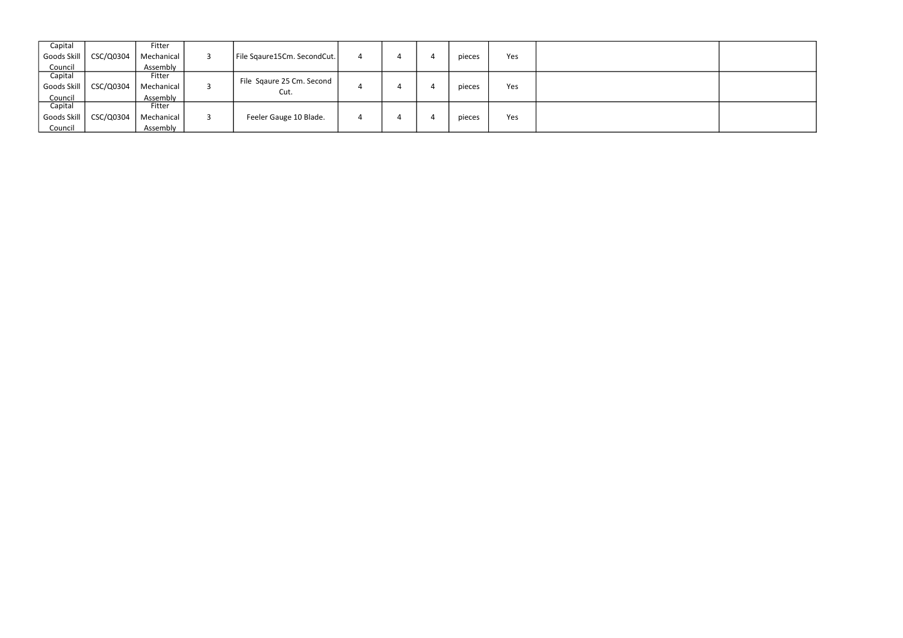| | | | | | | | | | | | |
|---|---|---|---|---|---|---|---|---|---|---|---|
| Capital Goods Skill Council | CSC/Q0304 | Fitter Mechanical Assembly | 3 | File Sqaure15Cm. SecondCut. | 4 | 4 | 4 | pieces | Yes | | |
| Capital Goods Skill Council | CSC/Q0304 | Fitter Mechanical Assembly | 3 | File Sqaure 25 Cm. Second Cut. | 4 | 4 | 4 | pieces | Yes | | |
| Capital Goods Skill Council | CSC/Q0304 | Fitter Mechanical Assembly | 3 | Feeler Gauge 10 Blade. | 4 | 4 | 4 | pieces | Yes | | |